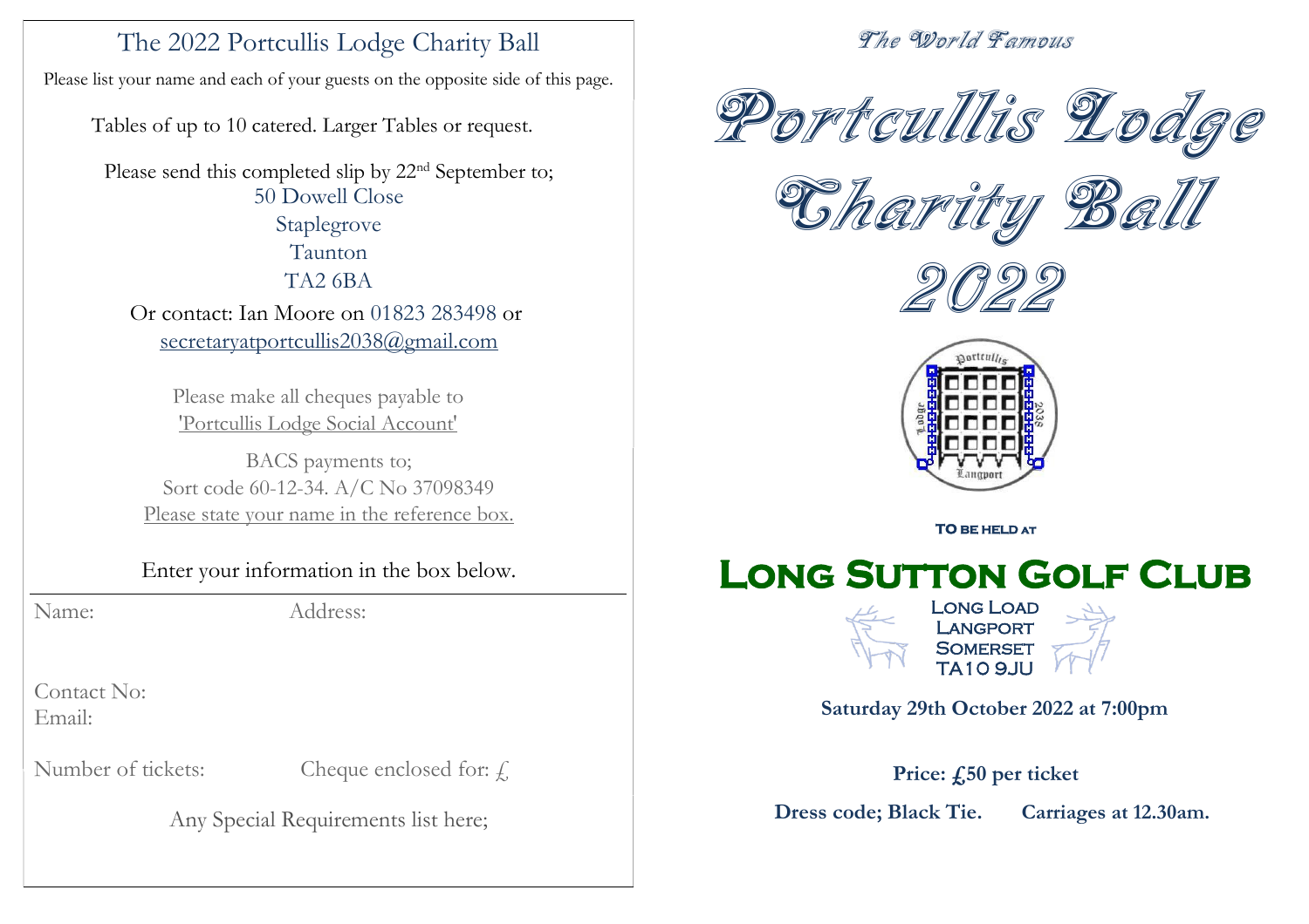## The 2022 Portcullis Lodge Charity Ball

Please list your name and each of your guests on the opposite side of this page.

Tables of up to 10 catered. Larger Tables or request.

Please send this completed slip by 22nd September to;
50 Dowell Close
Staplegrove
Taunton
TA2 6BA

Or contact: Ian Moore on 01823 283498 or
secretaryatportcullis2038@gmail.com

Please make all cheques payable to
'Portcullis Lodge Social Account'

BACS payments to;
Sort code 60-12-34. A/C No 37098349
Please state your name in the reference box.

Enter your information in the box below.

Name: Address:

Contact No:
Email:

Number of tickets: Cheque enclosed for: £

Any Special Requirements list here;

*The World Famous*

# Portcullis Lodge Charity Ball 2022

Portcullis Lodge 2038 Langport

TO BE HELD AT

## Long Sutton Golf Club

Long Load
Langport
Somerset
TA10 9JU

**Saturday 29th October 2022 at 7:00pm**

**Price: £50 per ticket**

**Dress code; Black Tie. Carriages at 12.30am.**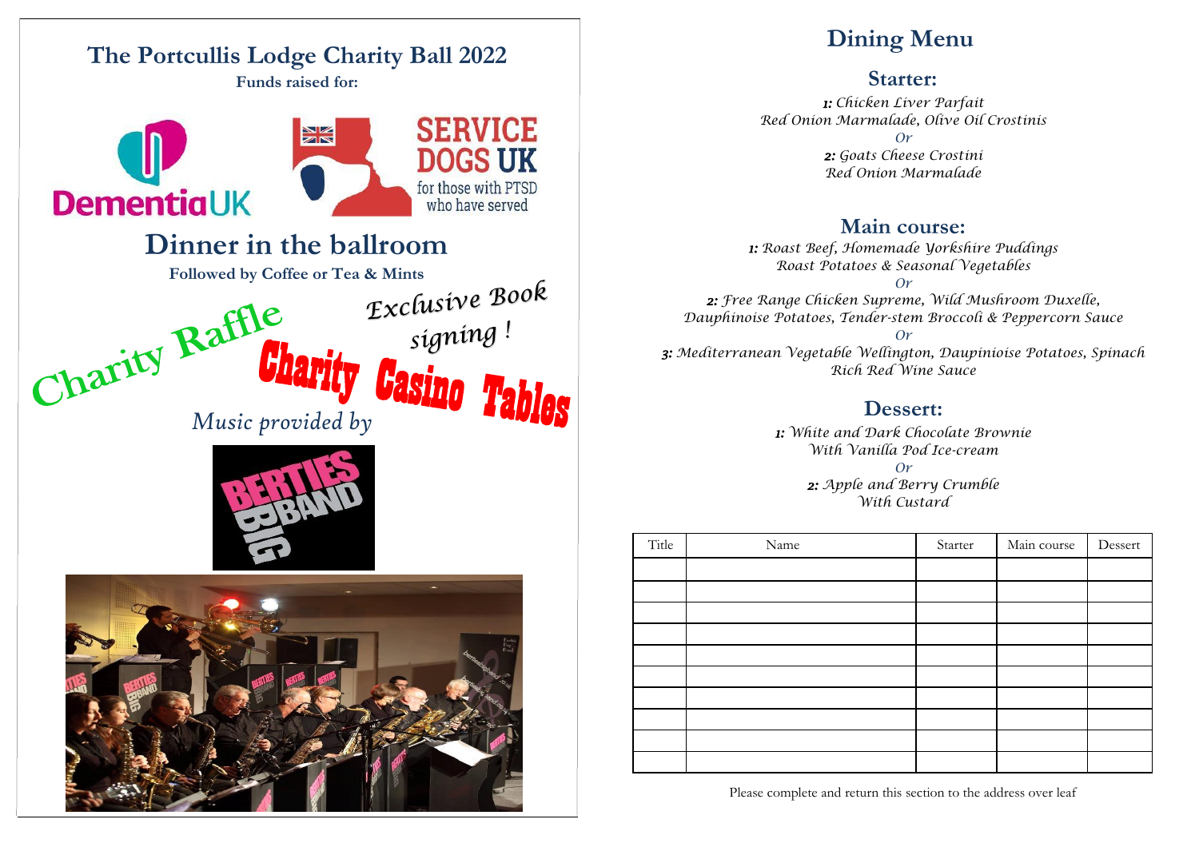# The Portcullis Lodge Charity Ball 2022

**Funds raised for:**

DementiaUK

SERVICE DOGS UK
for those with PTSD who have served

## Dinner in the ballroom

**Followed by Coffee or Tea & Mints**

Charity Raffle

*Exclusive Book signing !*

**Charity Casino Tables**

*Music provided by*

BERTIES BIG BAND

## Dining Menu

### Starter:

***1:*** *Chicken Liver Parfait*
*Red Onion Marmalade, Olive Oil Crostinis*
*Or*
***2:*** *Goats Cheese Crostini*
*Red Onion Marmalade*

### Main course:

***1:*** *Roast Beef, Homemade Yorkshire Puddings*
*Roast Potatoes & Seasonal Vegetables*
*Or*
***2:*** *Free Range Chicken Supreme, Wild Mushroom Duxelle,*
*Dauphinoise Potatoes, Tender-stem Broccoli & Peppercorn Sauce*
*Or*
***3:*** *Mediterranean Vegetable Wellington, Daupinioise Potatoes, Spinach*
*Rich Red Wine Sauce*

### Dessert:

***1:*** *White and Dark Chocolate Brownie*
*With Vanilla Pod Ice-cream*
*Or*
***2:*** *Apple and Berry Crumble*
*With Custard*

| Title | Name | Starter | Main course | Dessert |
|---|---|---|---|---|
| | | | | |
| | | | | |
| | | | | |
| | | | | |
| | | | | |
| | | | | |
| | | | | |
| | | | | |
| | | | | |
| | | | | |

Please complete and return this section to the address over leaf